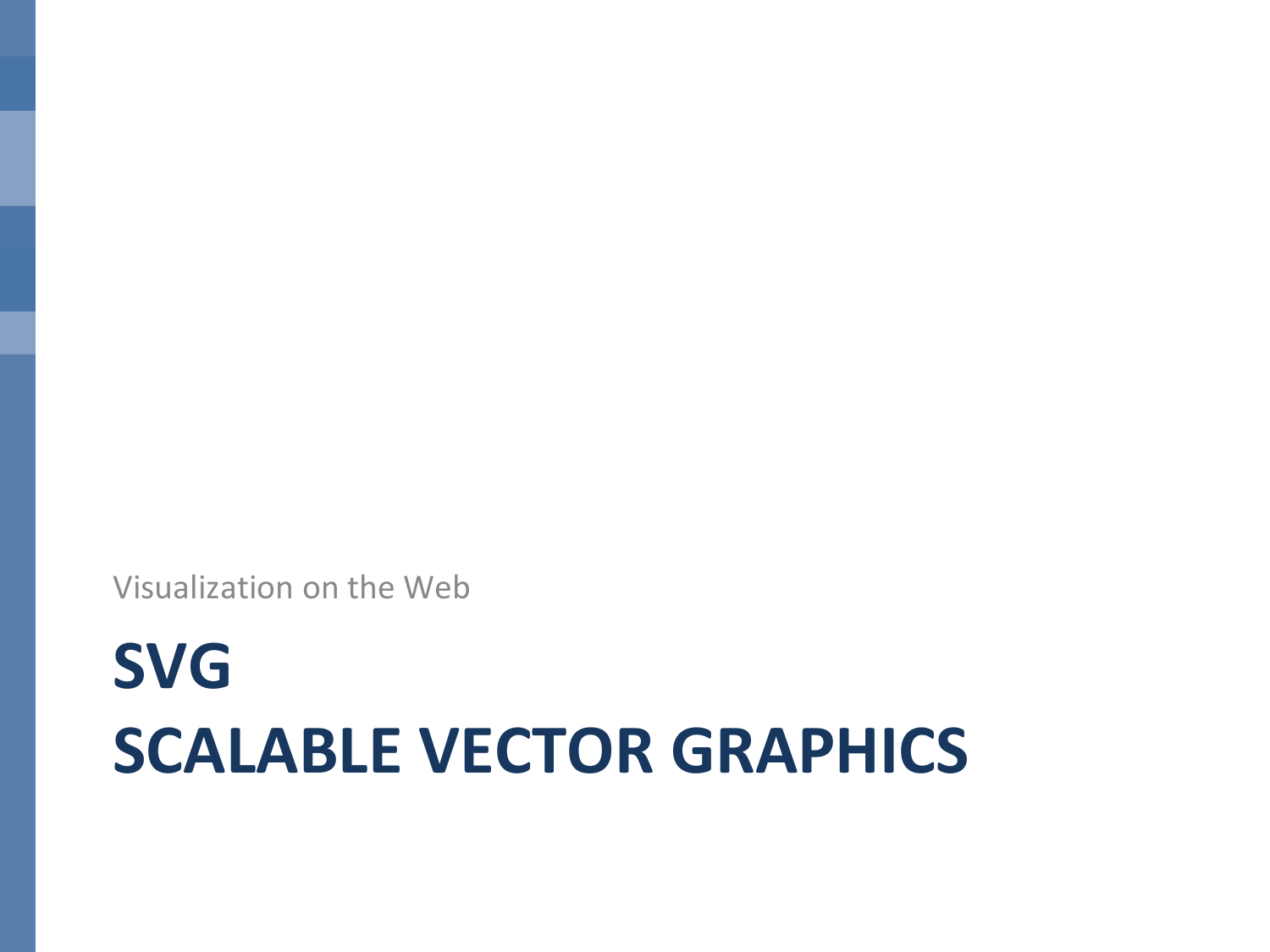Visualization on the Web

# SVG
# SCALABLE VECTOR GRAPHICS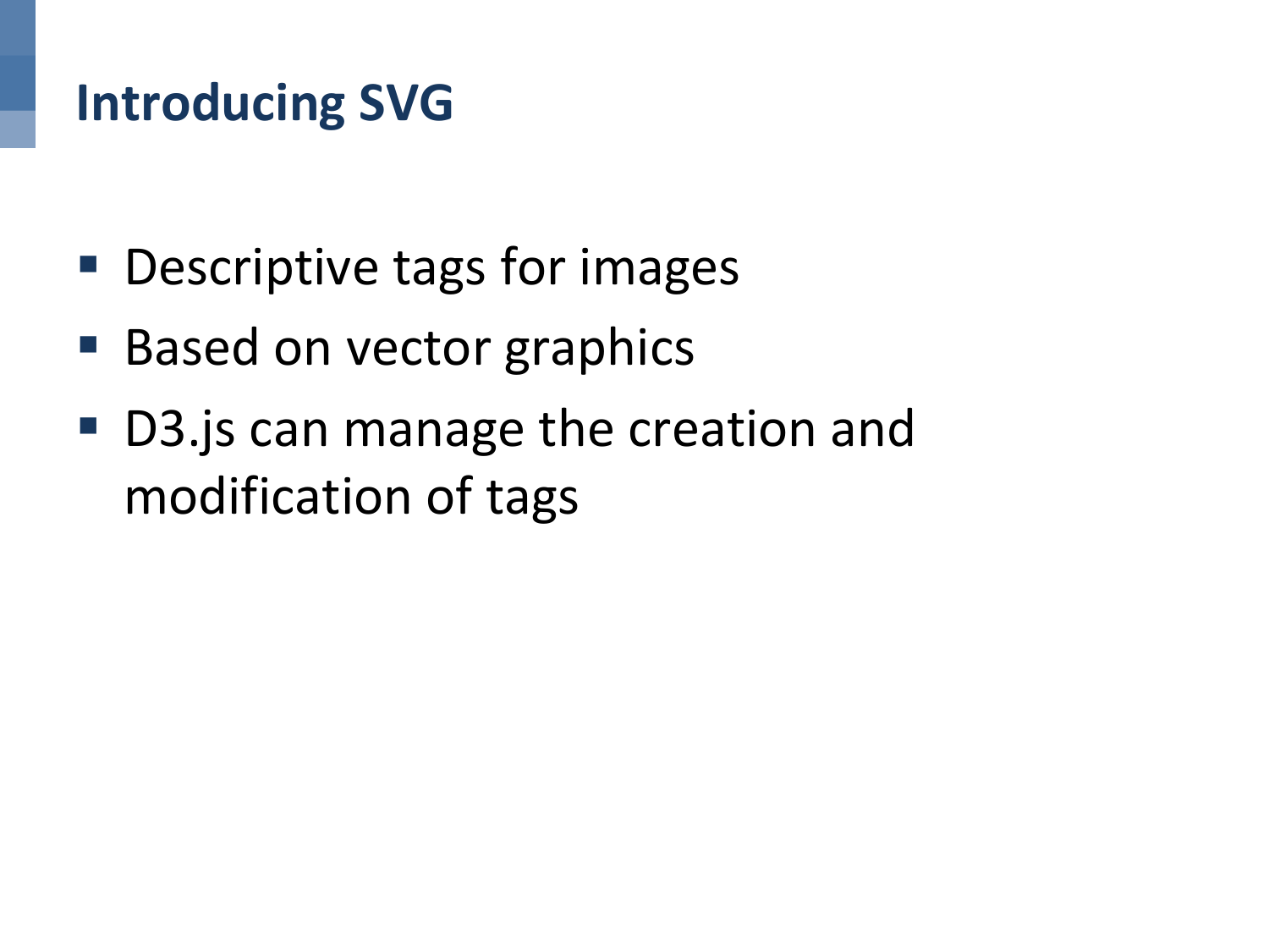# Introducing SVG

- Descriptive tags for images
- Based on vector graphics
- D3.js can manage the creation and modification of tags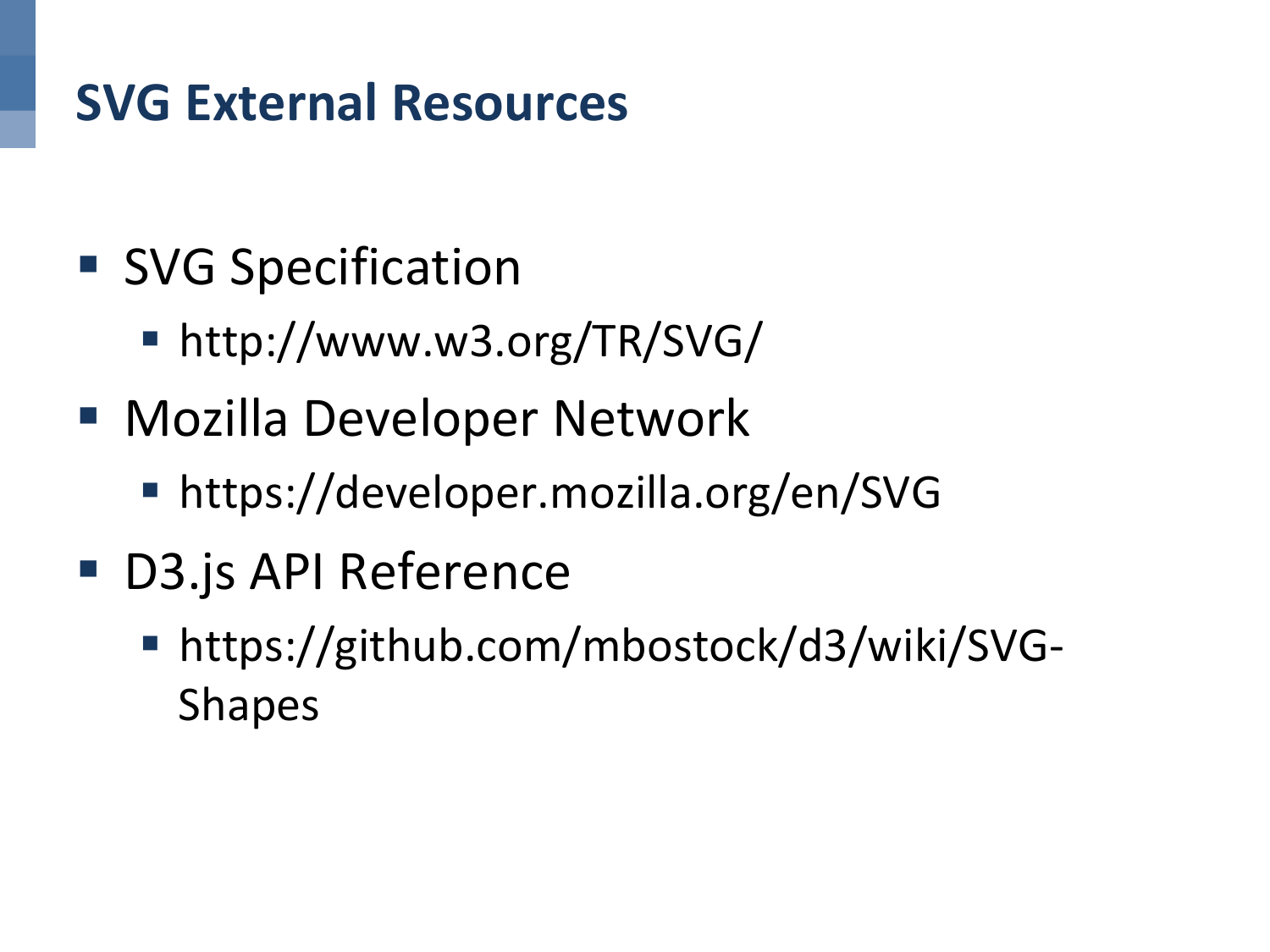# SVG External Resources

- SVG Specification
  - http://www.w3.org/TR/SVG/
- Mozilla Developer Network
  - https://developer.mozilla.org/en/SVG
- D3.js API Reference
  - https://github.com/mbostock/d3/wiki/SVG-Shapes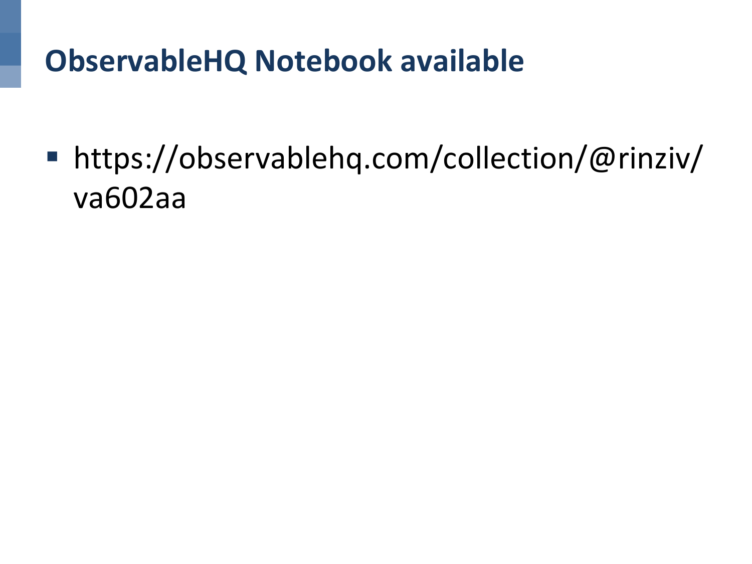## ObservableHQ Notebook available

- https://observablehq.com/collection/@rinziv/va602aa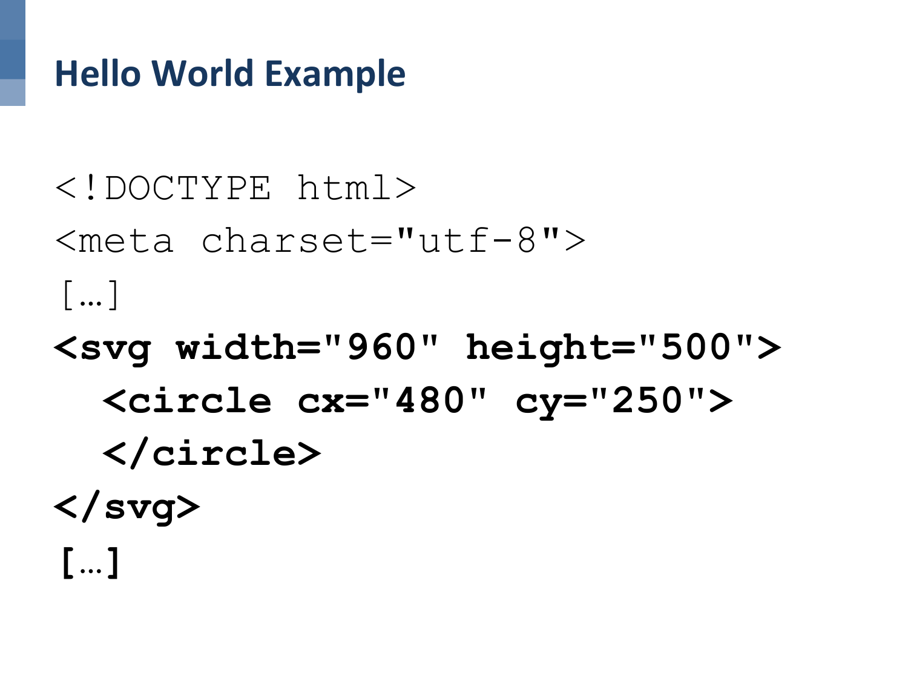# Hello World Example

```
<!DOCTYPE html>
<meta charset="utf-8">
[…]
<svg width="960" height="500">
  <circle cx="480" cy="250">
  </circle>
</svg>
[…]
```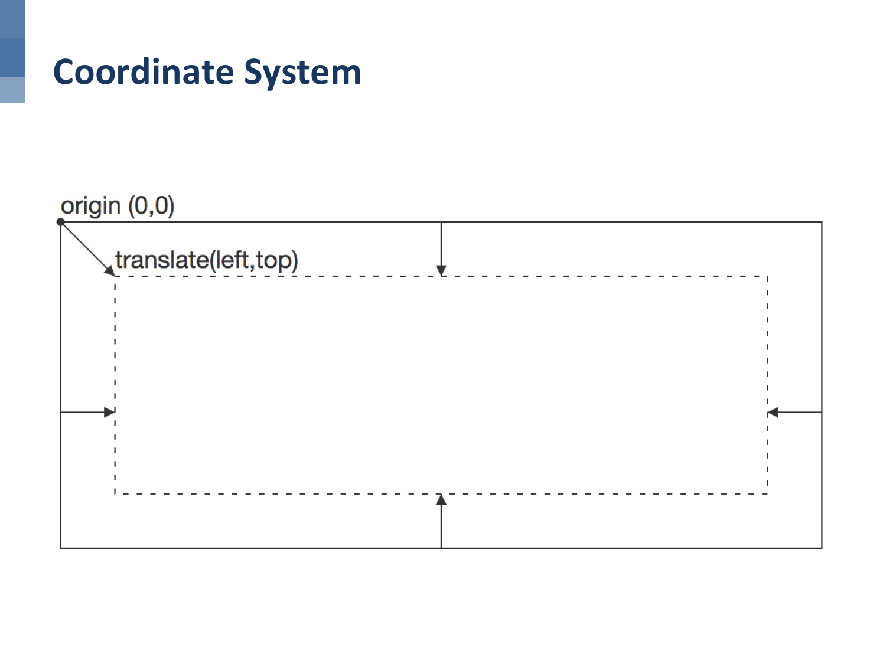# Coordinate System

origin (0,0)

translate(left,top)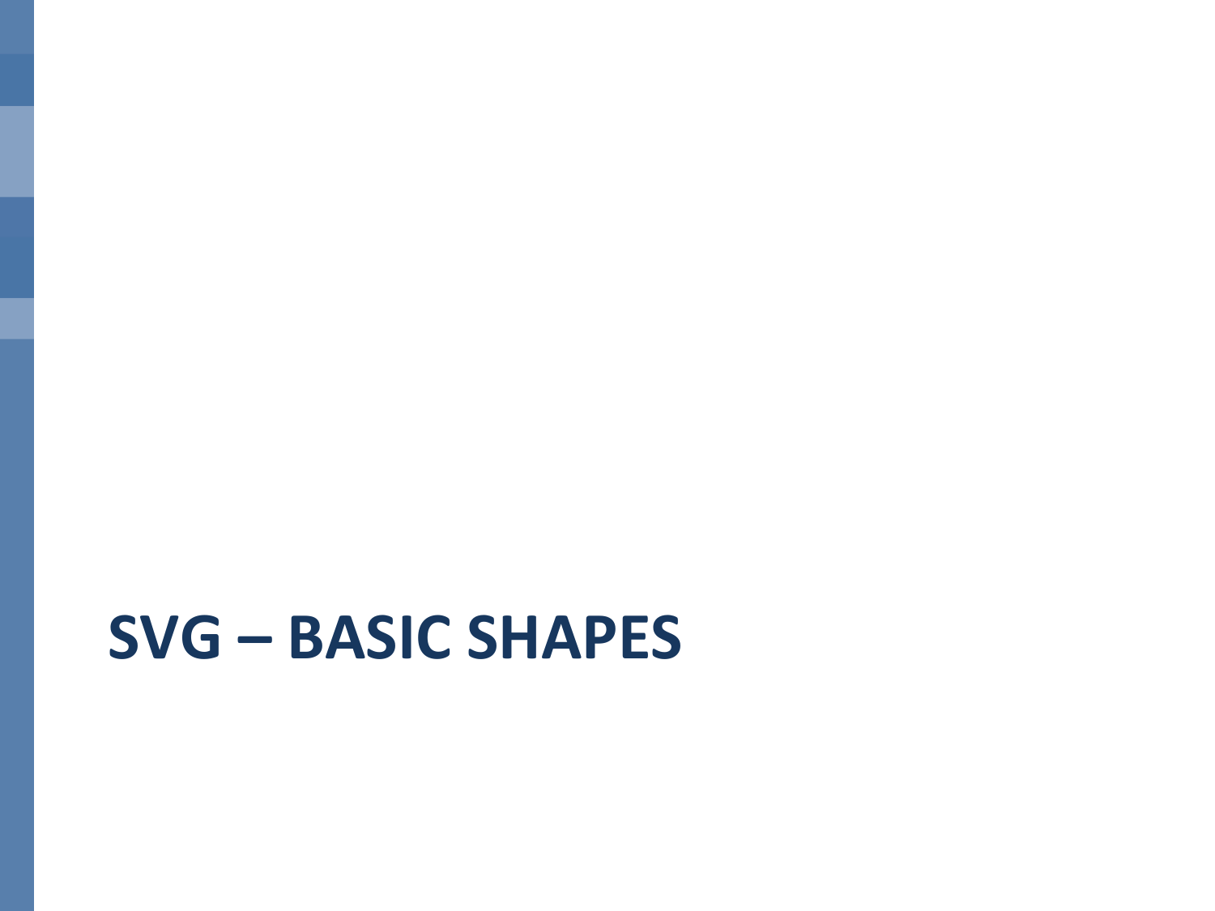# SVG – BASIC SHAPES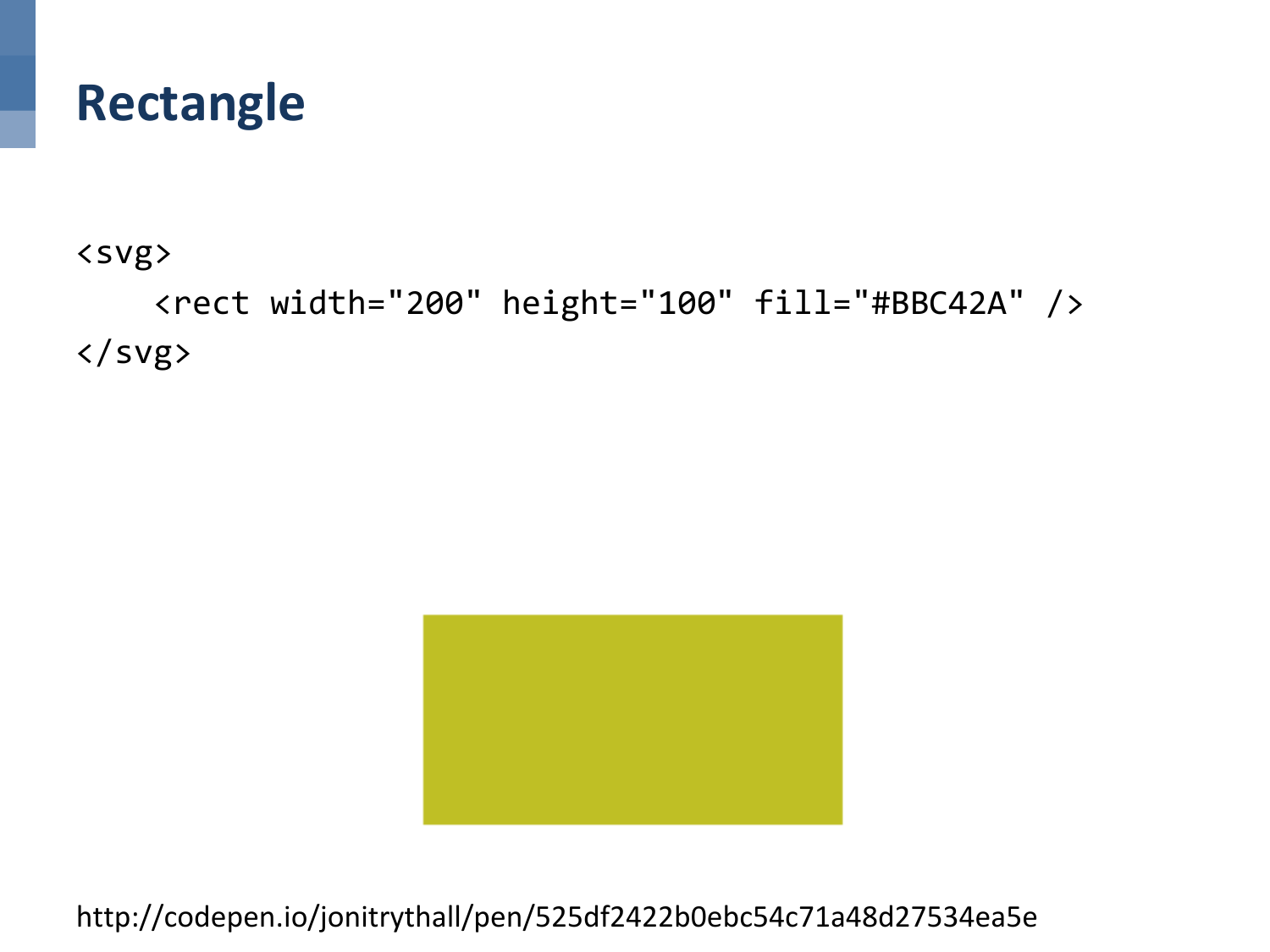# Rectangle

```
<svg>
    <rect width="200" height="100" fill="#BBC42A" />
</svg>
```

http://codepen.io/jonitrythall/pen/525df2422b0ebc54c71a48d27534ea5e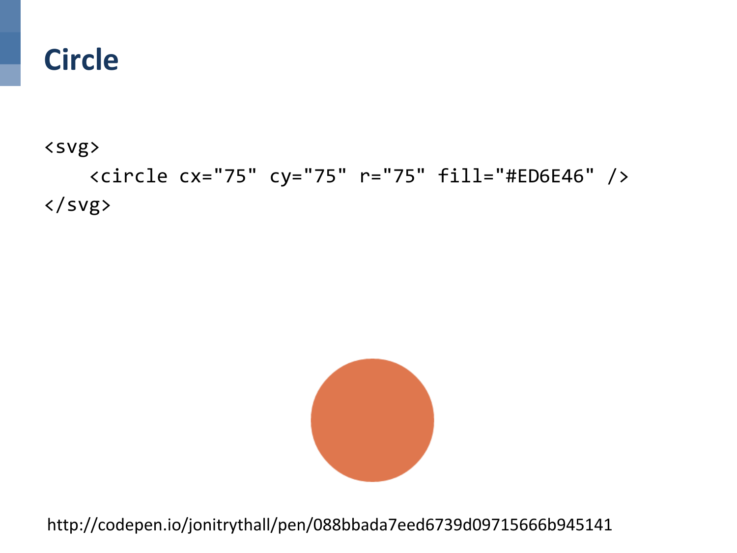# Circle

```
<svg>
    <circle cx="75" cy="75" r="75" fill="#ED6E46" />
</svg>
```

http://codepen.io/jonitrythall/pen/088bbada7eed6739d09715666b945141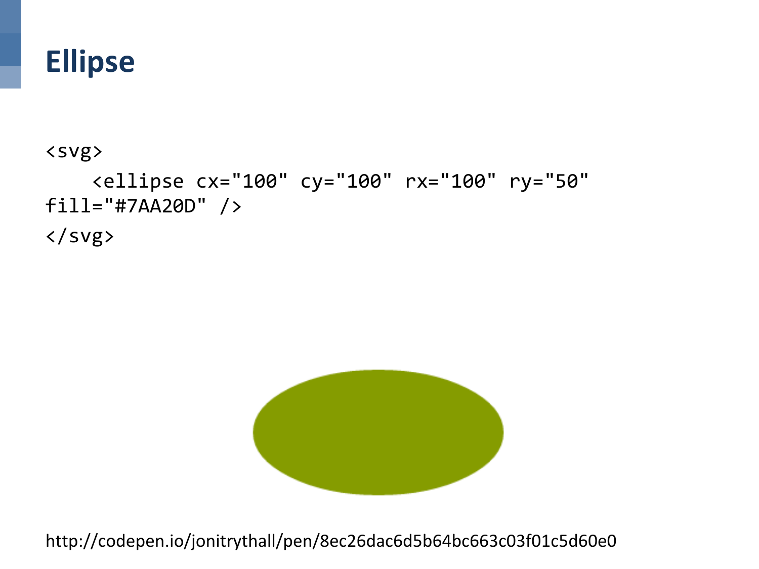# Ellipse

```
<svg>
    <ellipse cx="100" cy="100" rx="100" ry="50"
fill="#7AA20D" />
</svg>
```

http://codepen.io/jonitrythall/pen/8ec26dac6d5b64bc663c03f01c5d60e0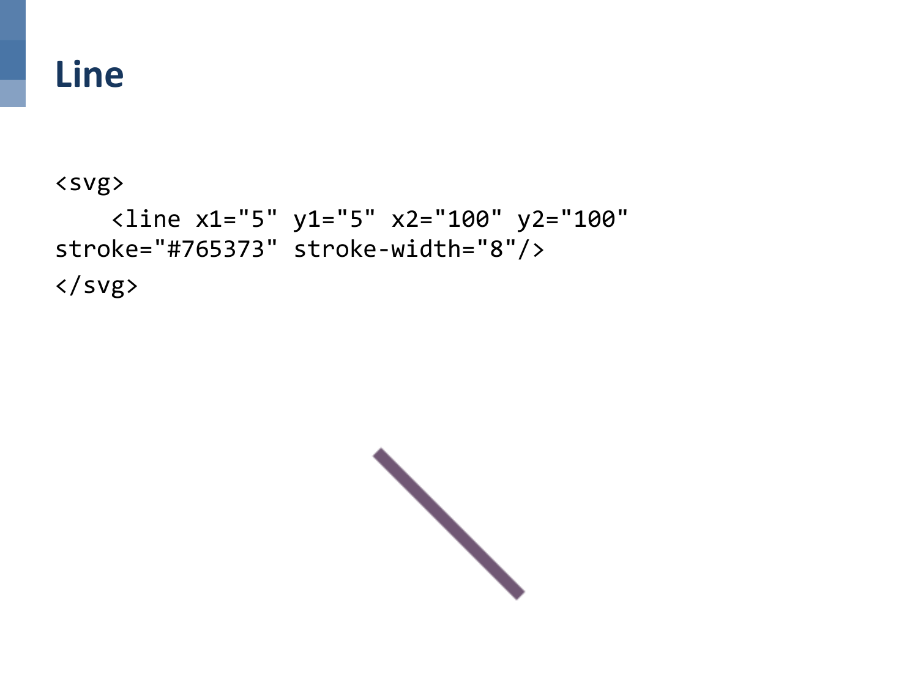# Line

```
<svg>
    <line x1="5" y1="5" x2="100" y2="100"
stroke="#765373" stroke-width="8"/>
</svg>
```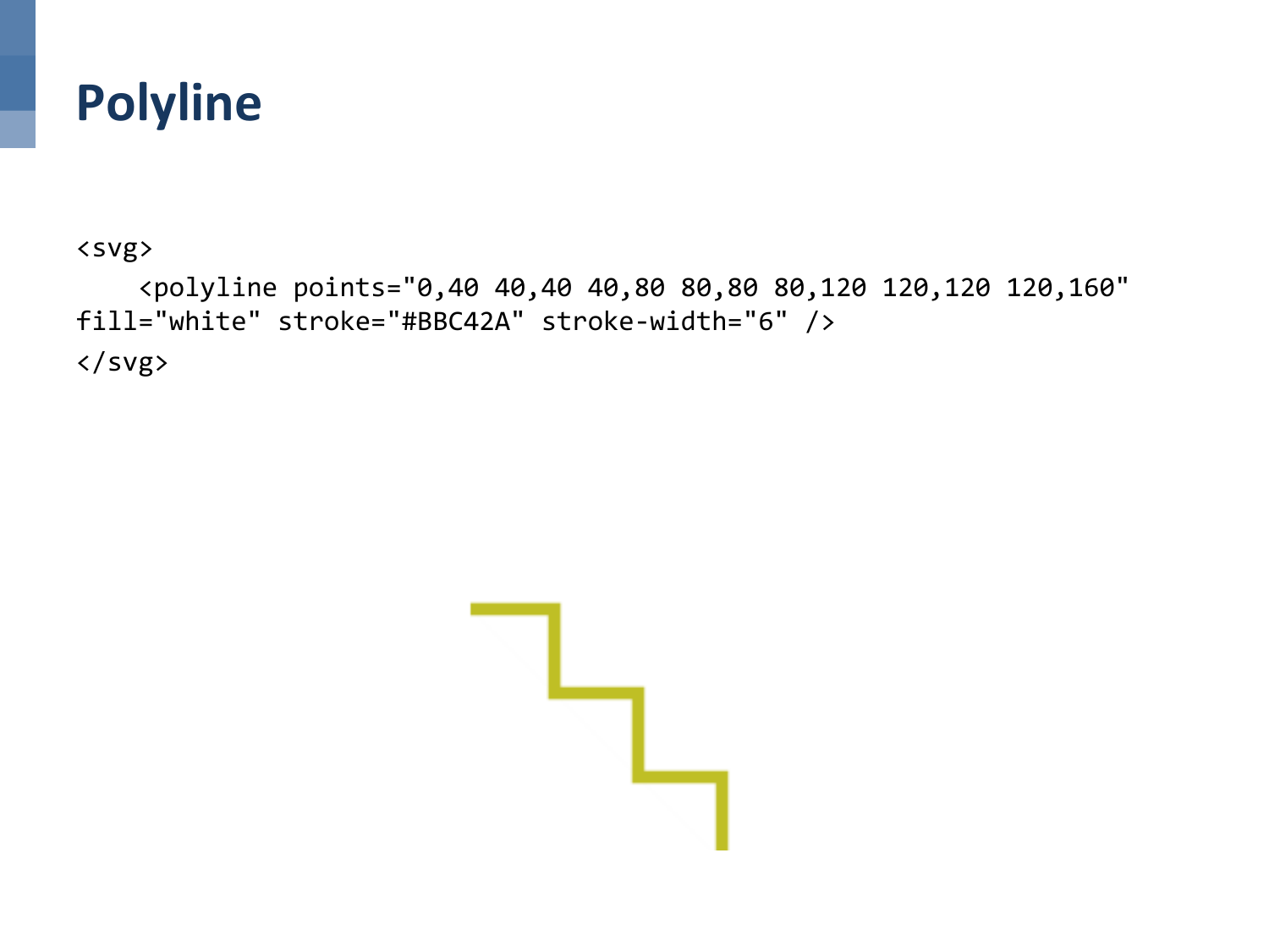# Polyline

```
<svg>
    <polyline points="0,40 40,40 40,80 80,80 80,120 120,120 120,160"
fill="white" stroke="#BBC42A" stroke-width="6" />
</svg>
```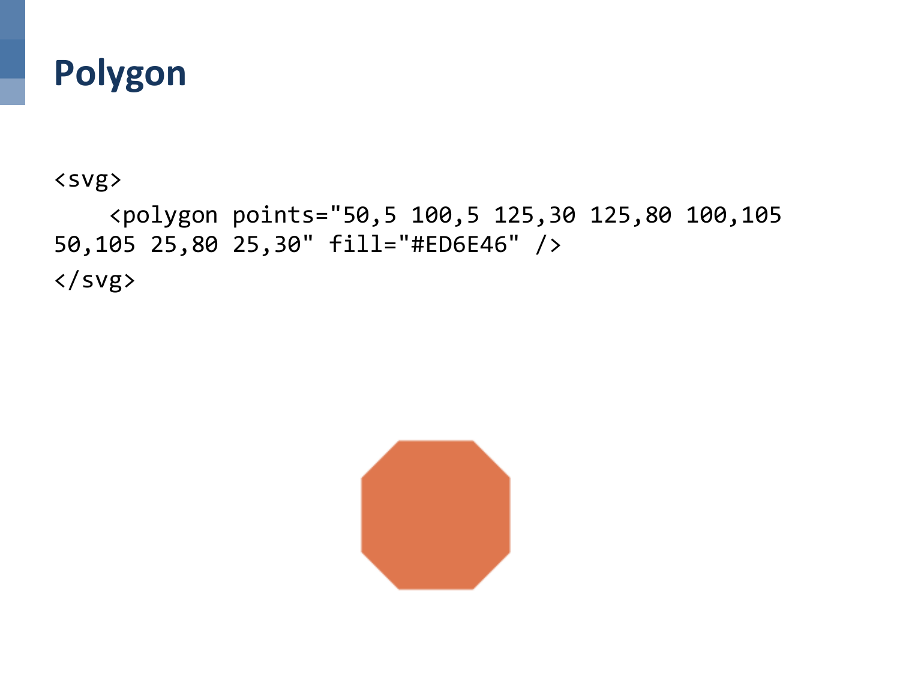# Polygon

```
<svg>
    <polygon points="50,5 100,5 125,30 125,80 100,105
50,105 25,80 25,30" fill="#ED6E46" />
</svg>
```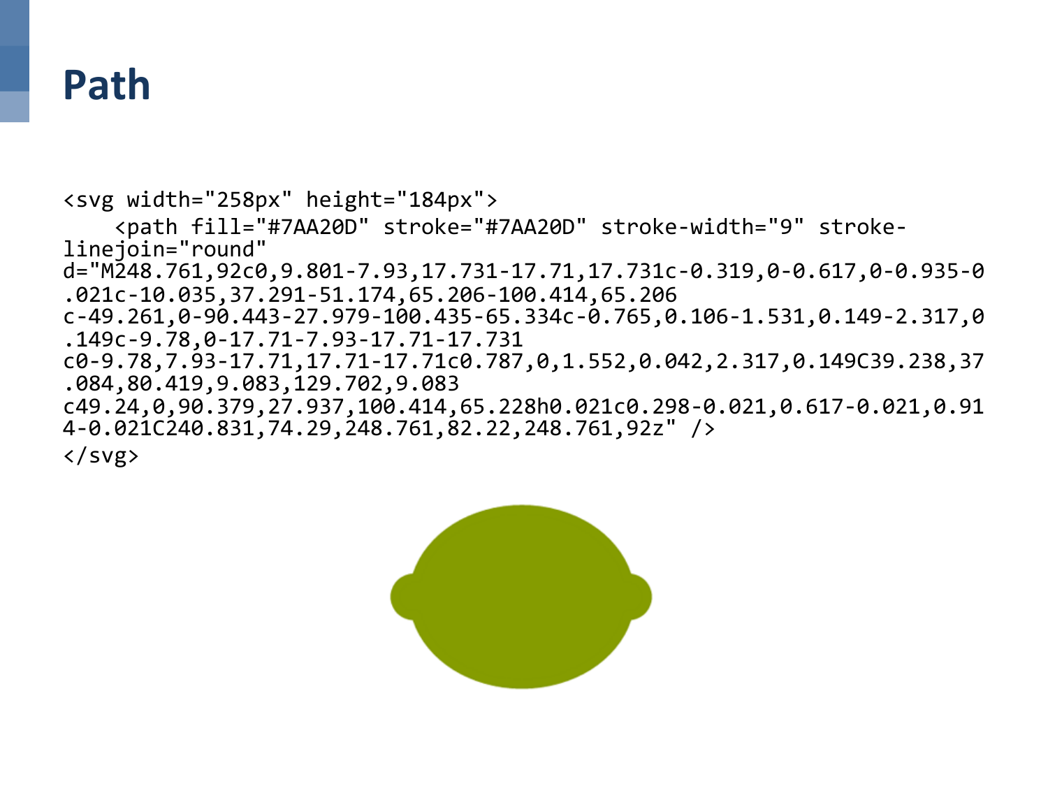# Path

```
<svg width="258px" height="184px">
    <path fill="#7AA20D" stroke="#7AA20D" stroke-width="9" stroke-linejoin="round"
d="M248.761,92c0,9.801-7.93,17.731-17.71,17.731c-0.319,0-0.617,0-0.935-0.021c-10.035,37.291-51.174,65.206-100.414,65.206
c-49.261,0-90.443-27.979-100.435-65.334c-0.765,0.106-1.531,0.149-2.317,0.149c-9.78,0-17.71-7.93-17.71-17.731
c0-9.78,7.93-17.71,17.71-17.71c0.787,0,1.552,0.042,2.317,0.149C39.238,37.084,80.419,9.083,129.702,9.083
c49.24,0,90.379,27.937,100.414,65.228h0.021c0.298-0.021,0.617-0.021,0.914-0.021C240.831,74.29,248.761,82.22,248.761,92z" />
</svg>
```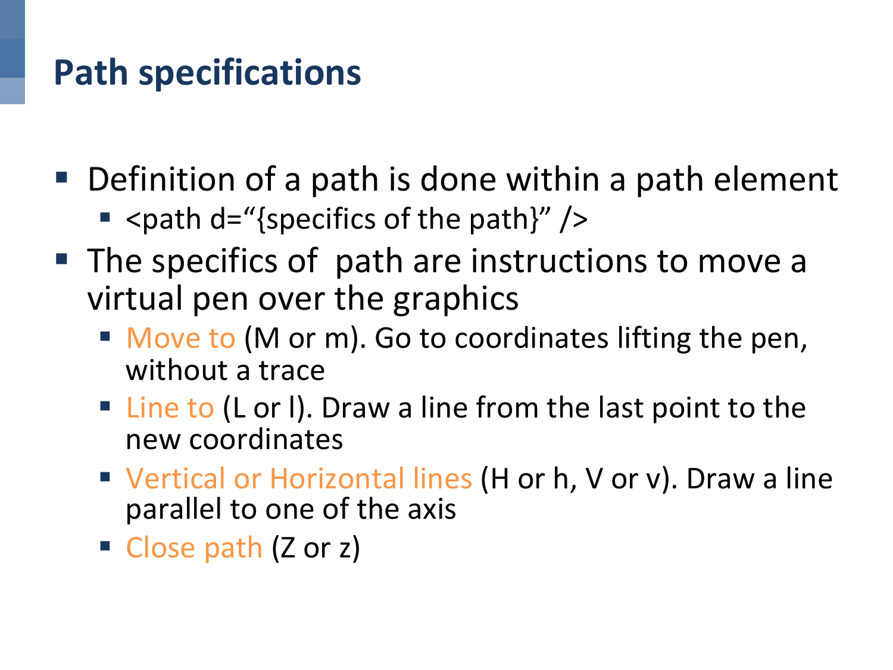# Path specifications

- Definition of a path is done within a path element
  - <path d="{specifics of the path}" />
- The specifics of  path are instructions to move a virtual pen over the graphics
  - Move to (M or m). Go to coordinates lifting the pen, without a trace
  - Line to (L or l). Draw a line from the last point to the new coordinates
  - Vertical or Horizontal lines (H or h, V or v). Draw a line parallel to one of the axis
  - Close path (Z or z)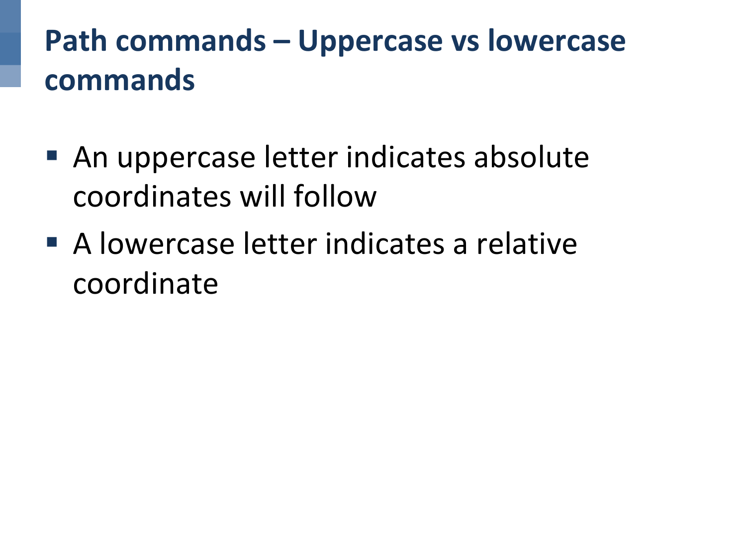# Path commands – Uppercase vs lowercase commands

- An uppercase letter indicates absolute coordinates will follow
- A lowercase letter indicates a relative coordinate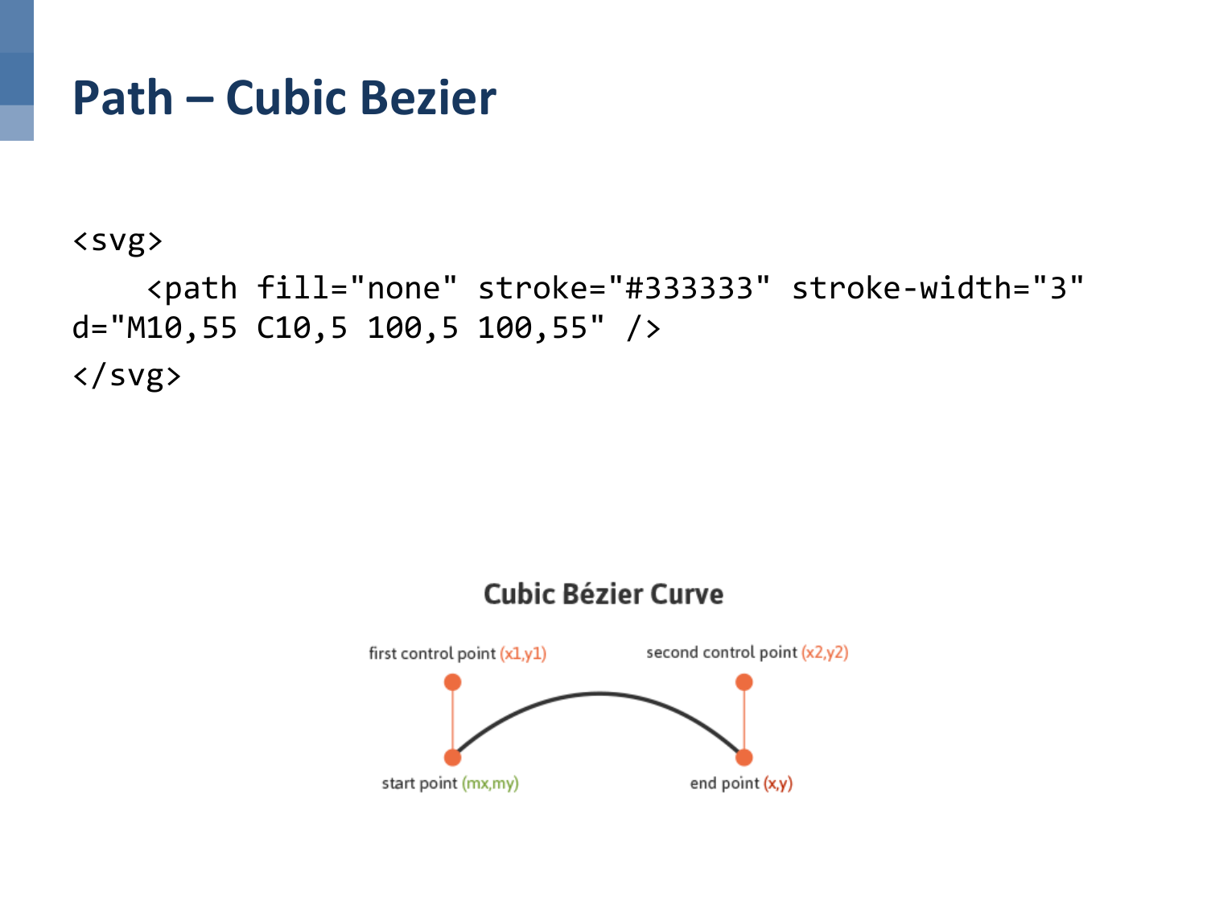# Path – Cubic Bezier

```
<svg>
    <path fill="none" stroke="#333333" stroke-width="3"
d="M10,55 C10,5 100,5 100,55" />
</svg>
```

Cubic Bézier Curve

first control point (x1,y1)

second control point (x2,y2)

start point (mx,my)

end point (x,y)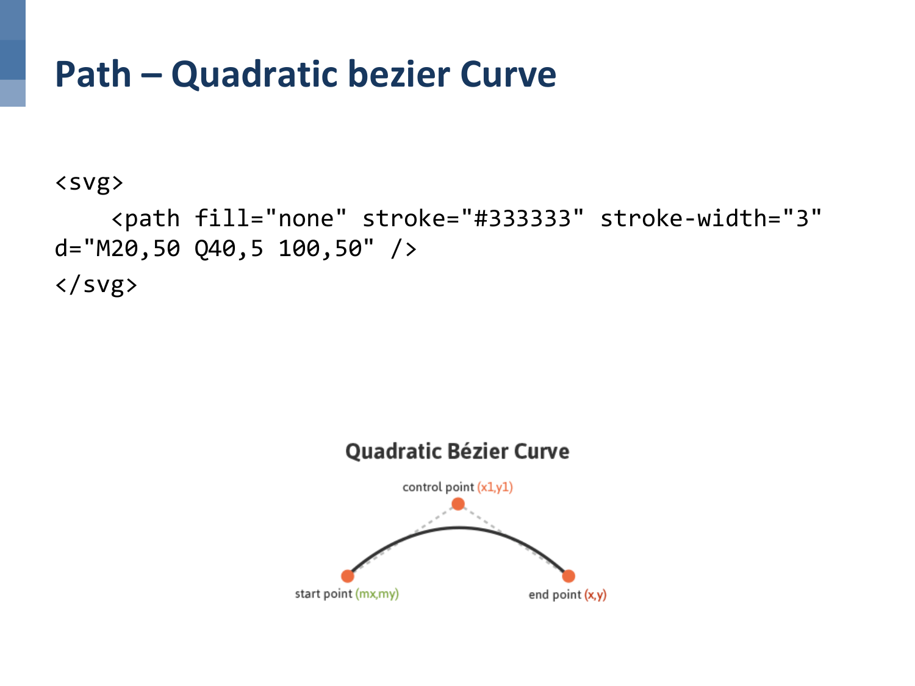# Path – Quadratic bezier Curve

```
<svg>
    <path fill="none" stroke="#333333" stroke-width="3"
d="M20,50 Q40,5 100,50" />
</svg>
```

Quadratic Bézier Curve

control point (x1,y1)

start point (mx,my)

end point (x,y)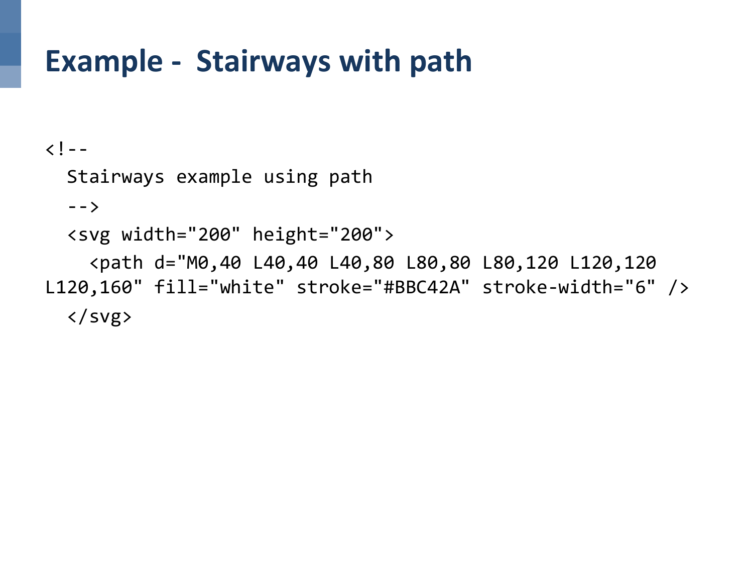# Example - Stairways with path

```
<!--
  Stairways example using path
  -->
  <svg width="200" height="200">
    <path d="M0,40 L40,40 L40,80 L80,80 L80,120 L120,120
L120,160" fill="white" stroke="#BBC42A" stroke-width="6" />
  </svg>
```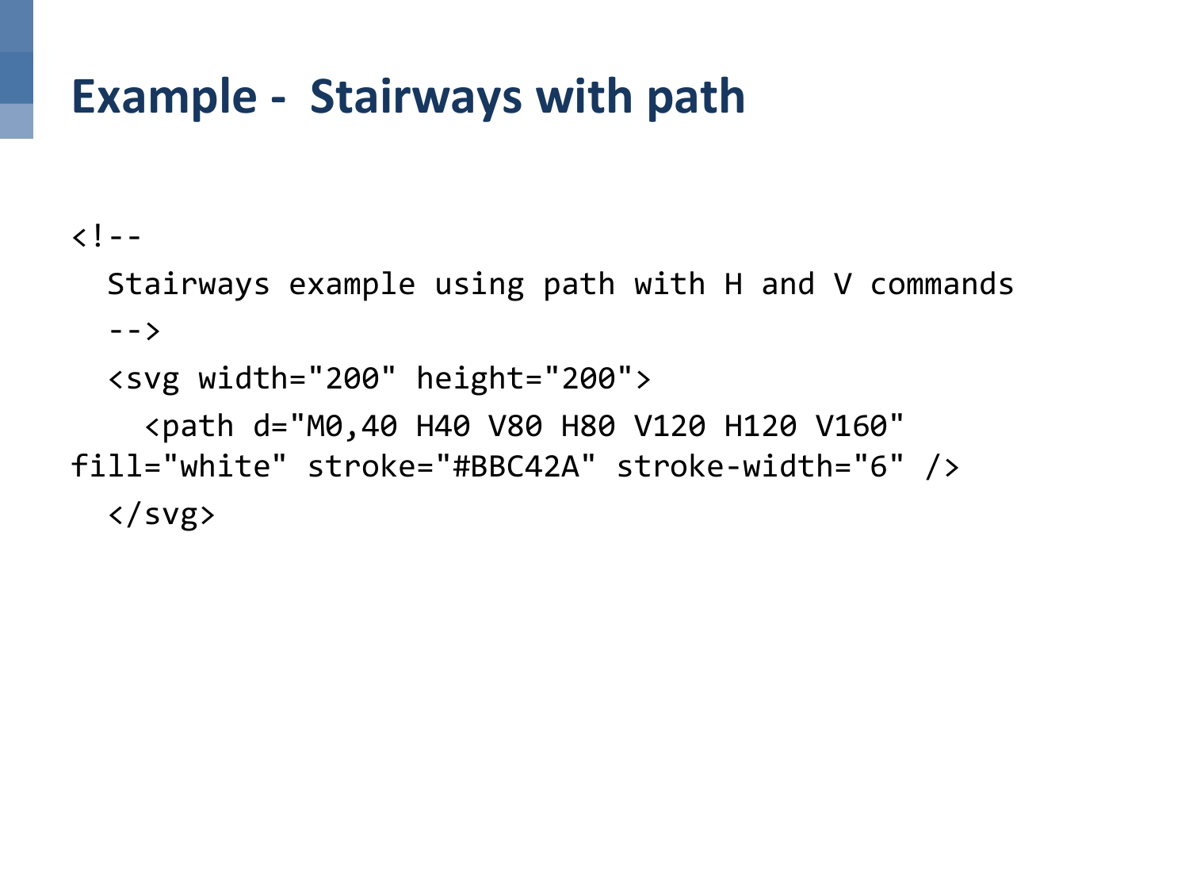# Example - Stairways with path

```
<!--
  Stairways example using path with H and V commands
  -->
  <svg width="200" height="200">
    <path d="M0,40 H40 V80 H80 V120 H120 V160"
fill="white" stroke="#BBC42A" stroke-width="6" />
  </svg>
```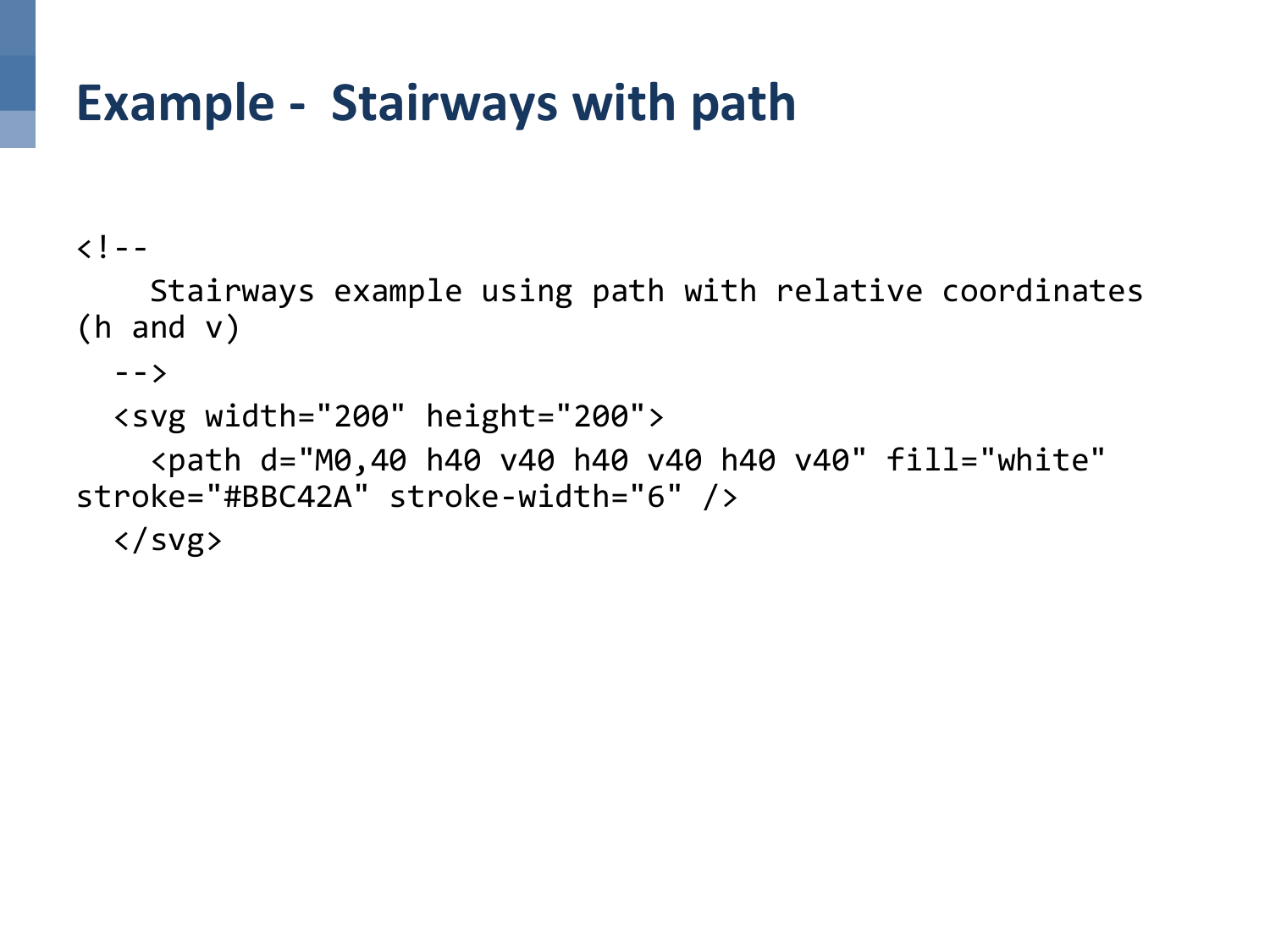# Example - Stairways with path

```
<!--
    Stairways example using path with relative coordinates (h and v)
  -->
  <svg width="200" height="200">
    <path d="M0,40 h40 v40 h40 v40 h40 v40" fill="white" stroke="#BBC42A" stroke-width="6" />
  </svg>
```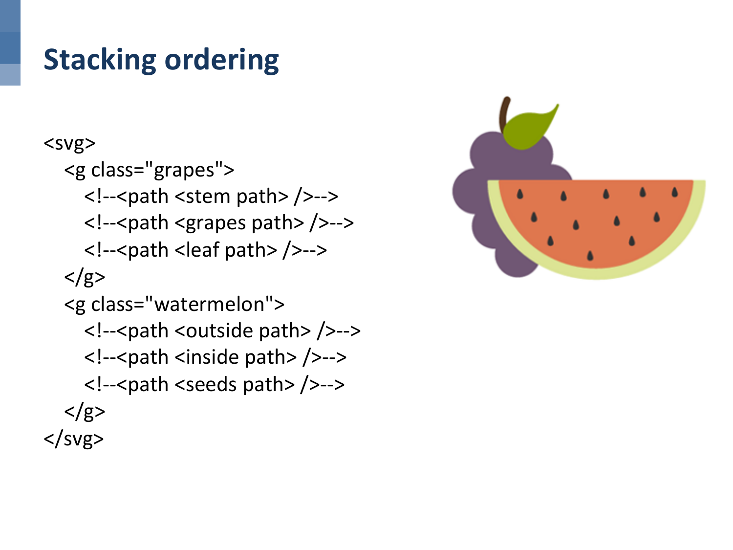# Stacking ordering

```
<svg>
   <g class="grapes">
      <!--<path <stem path> />-->
      <!--<path <grapes path> />-->
      <!--<path <leaf path> />-->
   </g>
   <g class="watermelon">
      <!--<path <outside path> />-->
      <!--<path <inside path> />-->
      <!--<path <seeds path> />-->
   </g>
</svg>
```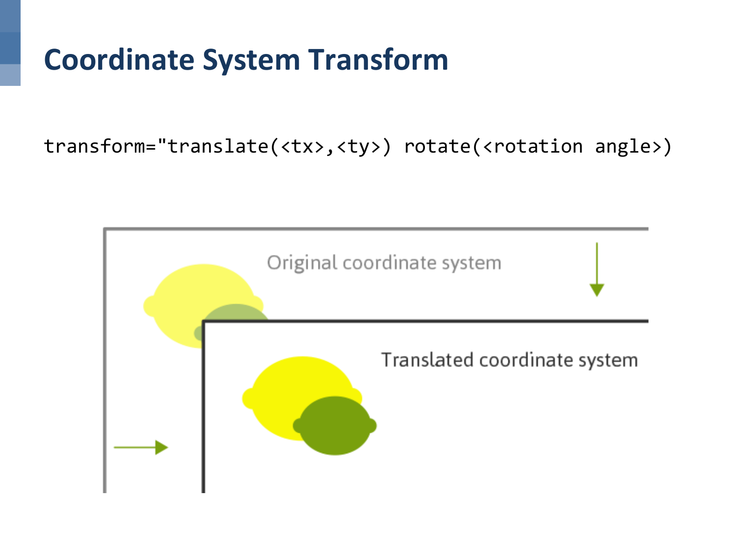# Coordinate System Transform

```
transform="translate(<tx>,<ty>) rotate(<rotation angle>)
```

Original coordinate system

Translated coordinate system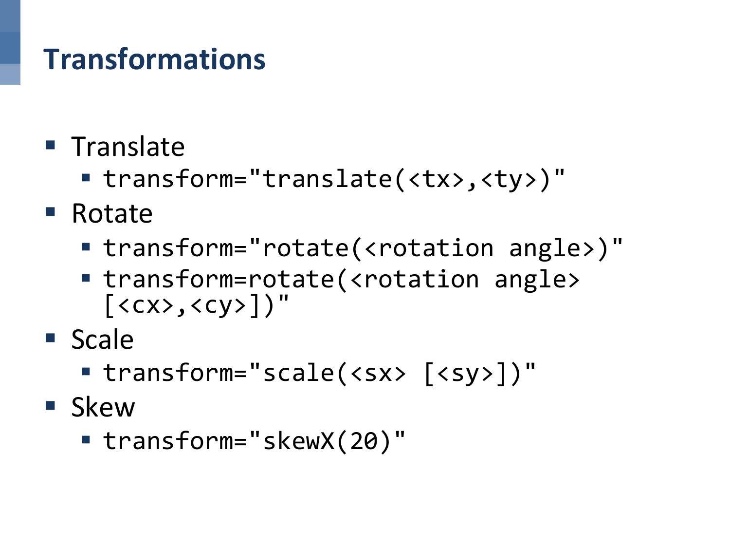# Transformations

- Translate
  - `transform="translate(<tx>,<ty>)"`
- Rotate
  - `transform="rotate(<rotation angle>)"`
  - `transform=rotate(<rotation angle> [<cx>,<cy>])"`
- Scale
  - `transform="scale(<sx> [<sy>])"`
- Skew
  - `transform="skewX(20)"`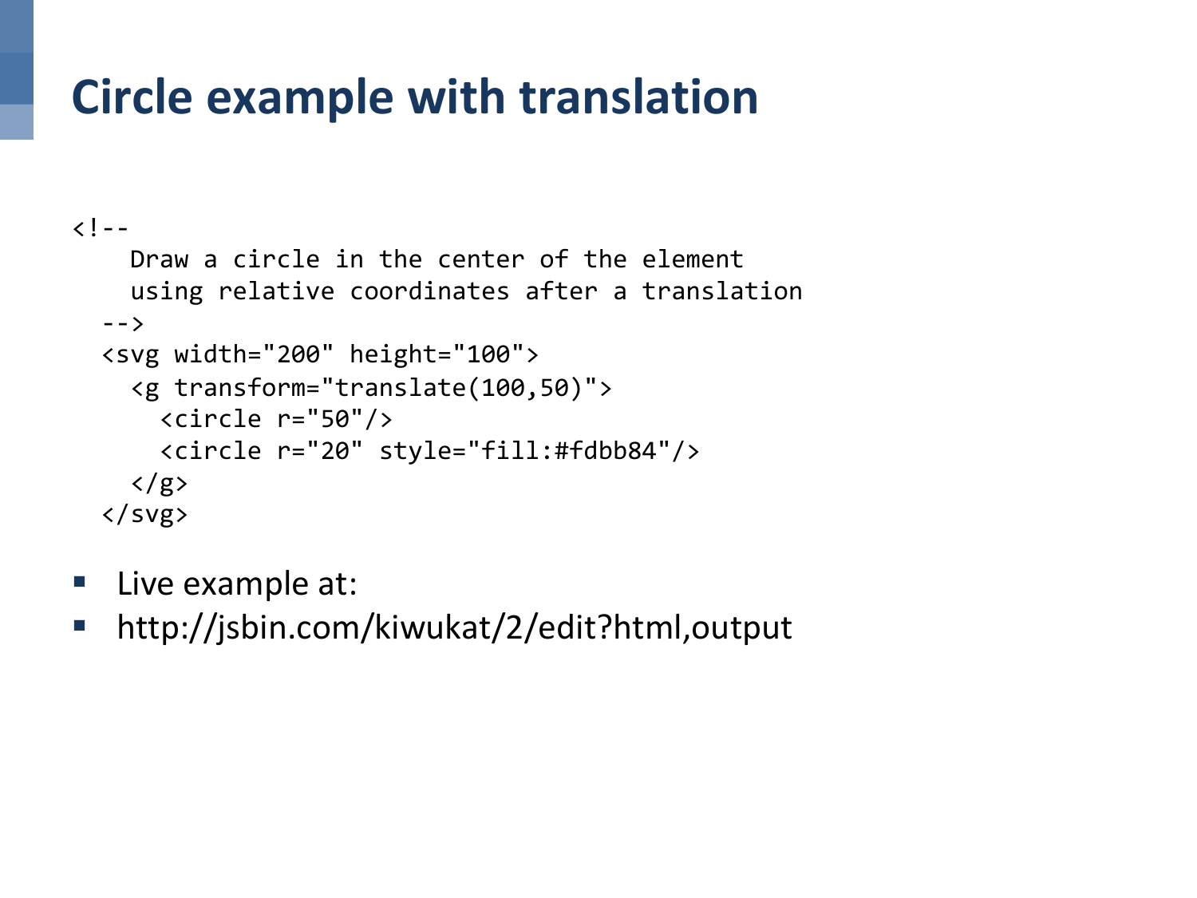# Circle example with translation

```
<!--
    Draw a circle in the center of the element
    using relative coordinates after a translation
  -->
  <svg width="200" height="100">
    <g transform="translate(100,50)">
      <circle r="50"/>
      <circle r="20" style="fill:#fdbb84"/>
    </g>
  </svg>
```

- Live example at:
- http://jsbin.com/kiwukat/2/edit?html,output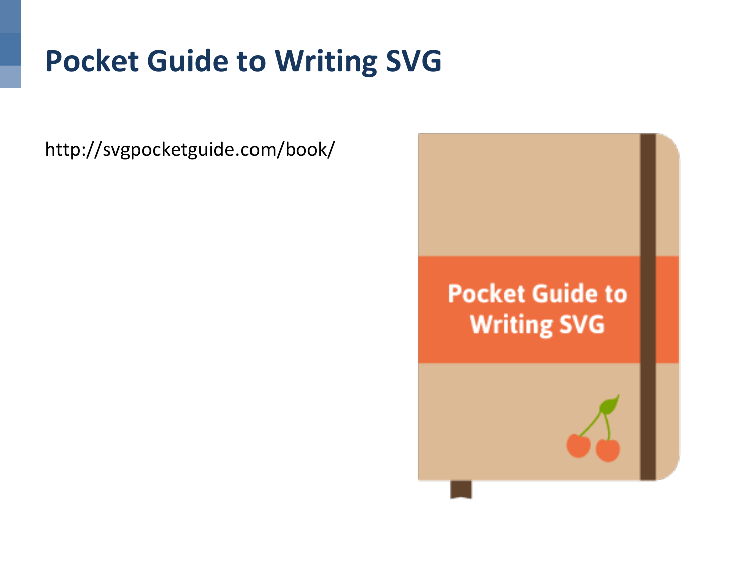# Pocket Guide to Writing SVG

http://svgpocketguide.com/book/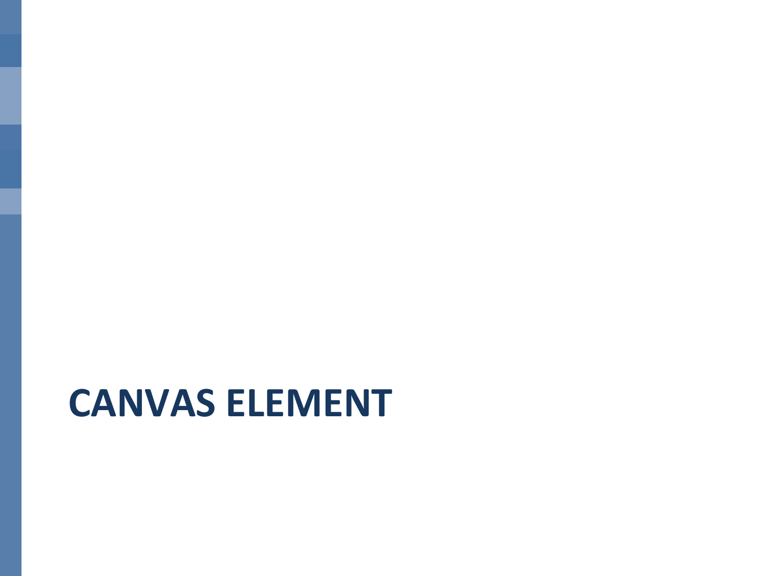# CANVAS ELEMENT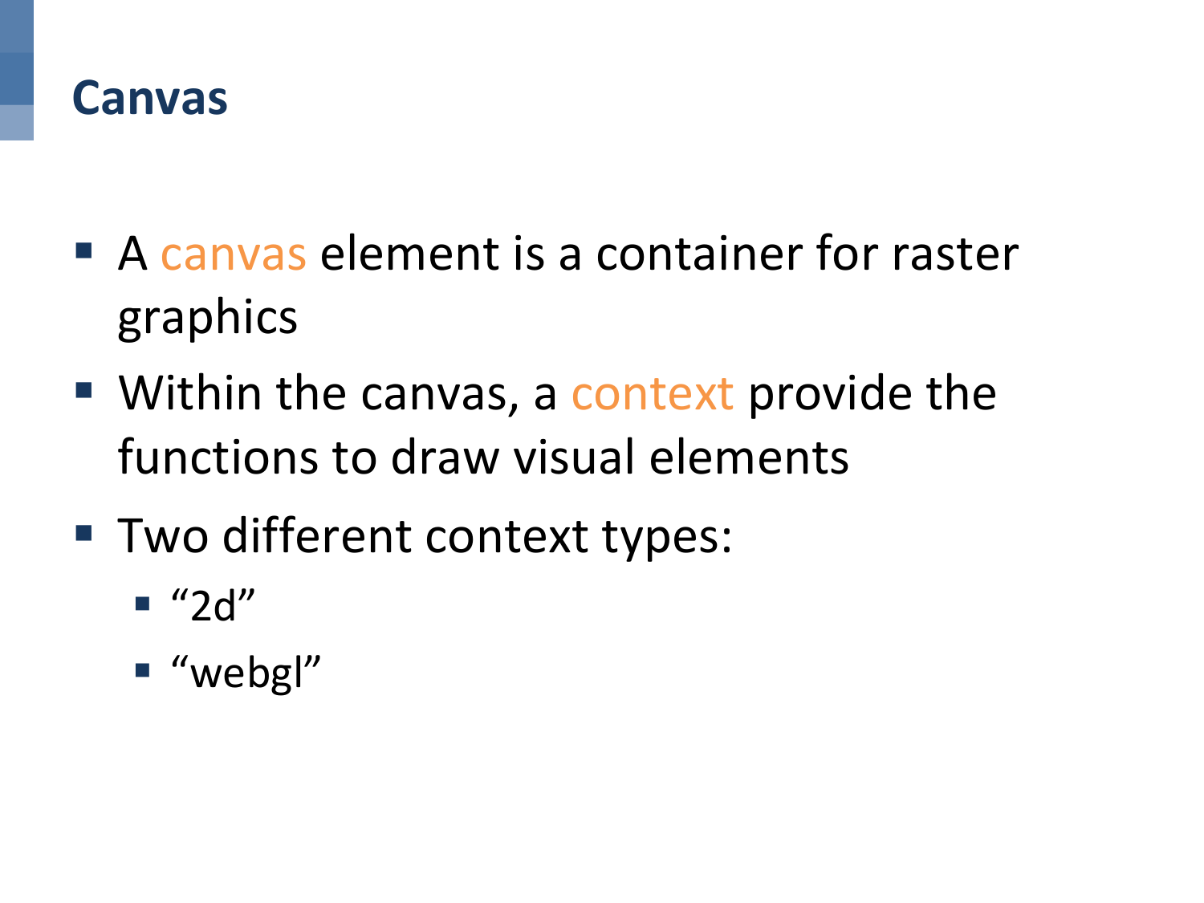# Canvas

- A canvas element is a container for raster graphics
- Within the canvas, a context provide the functions to draw visual elements
- Two different context types:
  - “2d”
  - “webgl”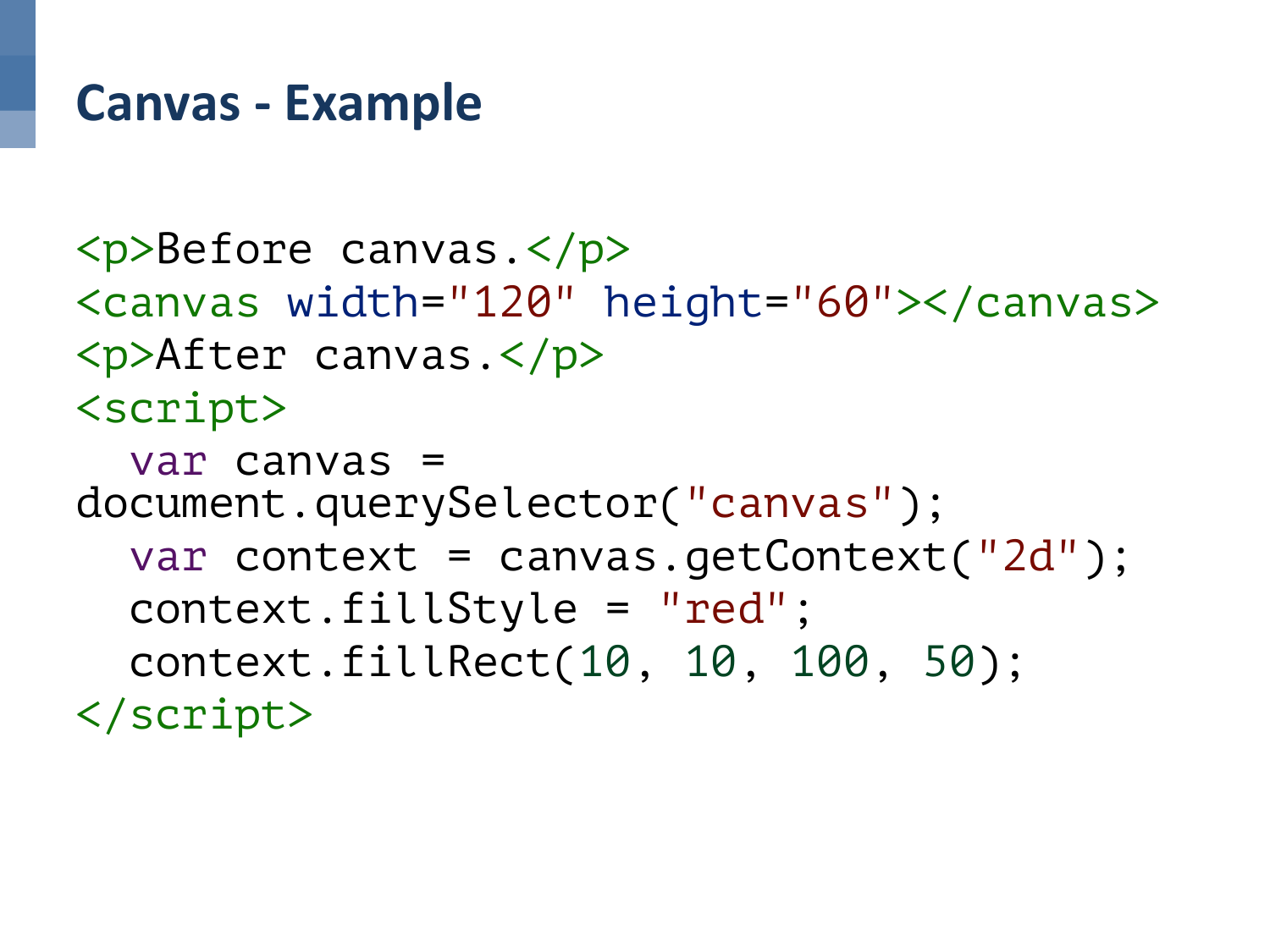# Canvas - Example

```
<p>Before canvas.</p>
<canvas width="120" height="60"></canvas>
<p>After canvas.</p>
<script>
  var canvas =
document.querySelector("canvas");
  var context = canvas.getContext("2d");
  context.fillStyle = "red";
  context.fillRect(10, 10, 100, 50);
</script>
```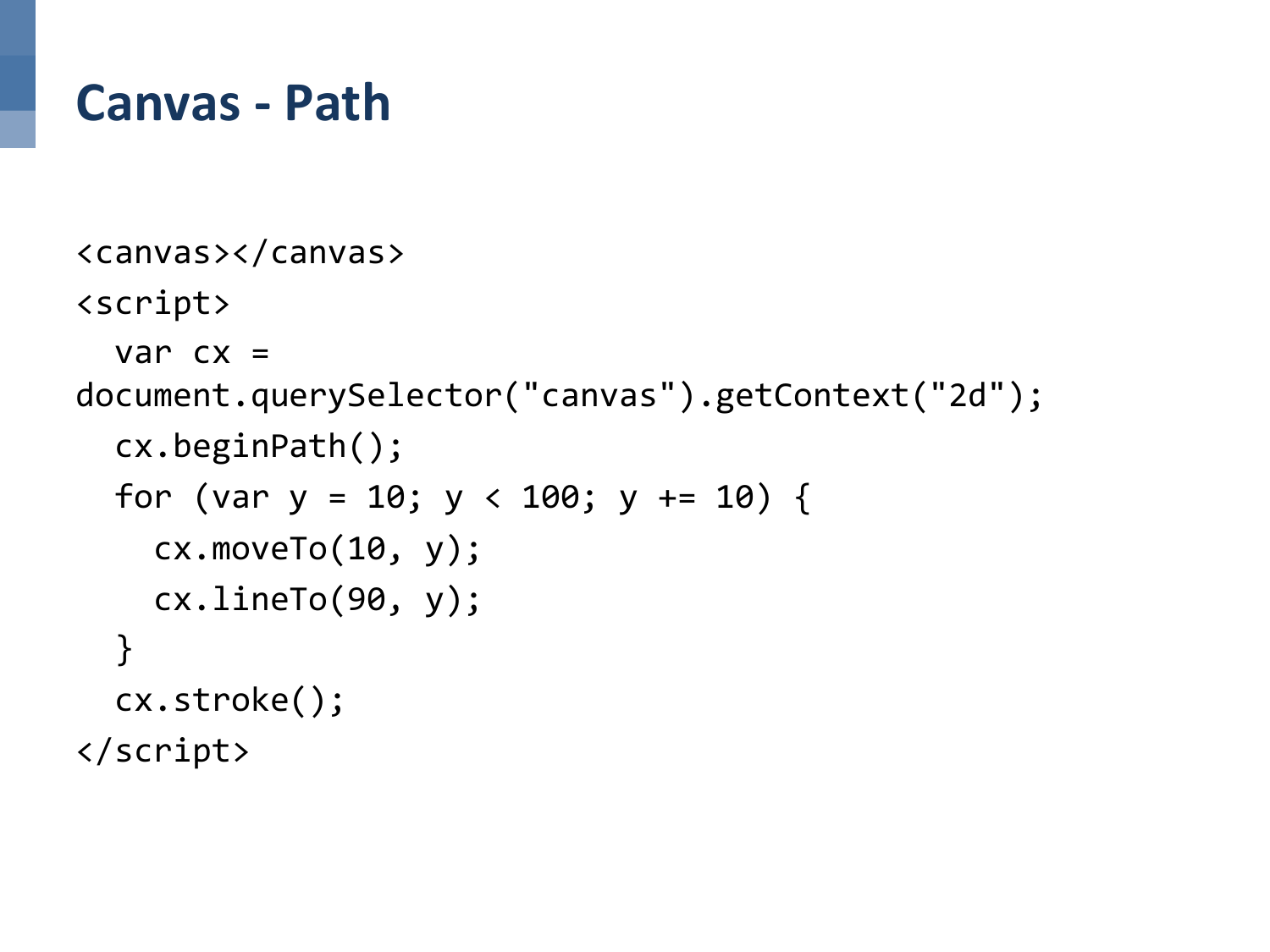# Canvas - Path

```
<canvas></canvas>
<script>
  var cx =
document.querySelector("canvas").getContext("2d");
  cx.beginPath();
  for (var y = 10; y < 100; y += 10) {
    cx.moveTo(10, y);
    cx.lineTo(90, y);
  }
  cx.stroke();
</script>
```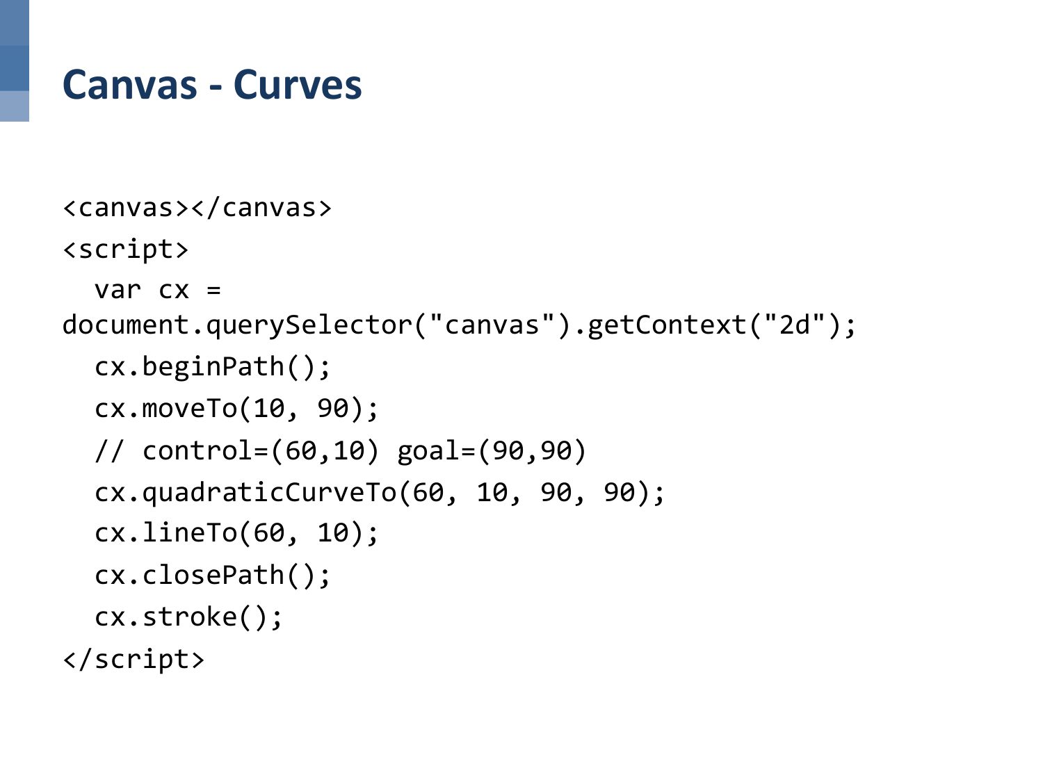# Canvas - Curves

```
<canvas></canvas>
<script>
  var cx =
document.querySelector("canvas").getContext("2d");
  cx.beginPath();
  cx.moveTo(10, 90);
  // control=(60,10) goal=(90,90)
  cx.quadraticCurveTo(60, 10, 90, 90);
  cx.lineTo(60, 10);
  cx.closePath();
  cx.stroke();
</script>
```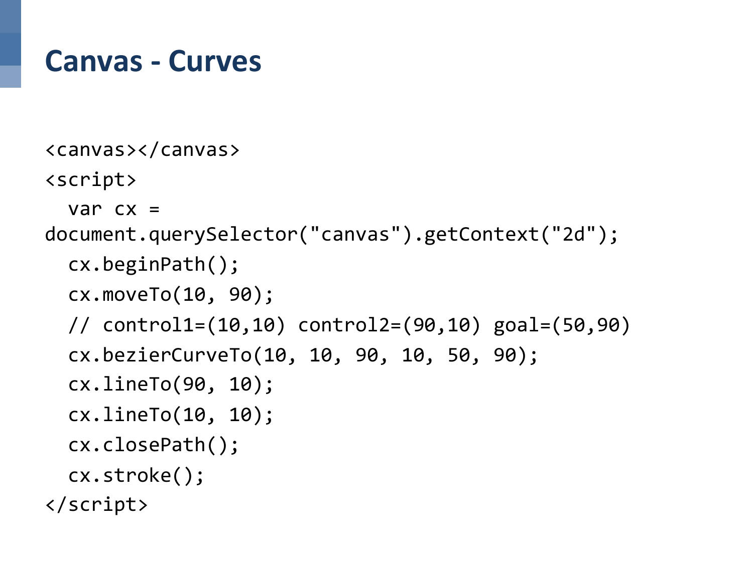# Canvas - Curves

```
<canvas></canvas>
<script>
  var cx =
document.querySelector("canvas").getContext("2d");
  cx.beginPath();
  cx.moveTo(10, 90);
  // control1=(10,10) control2=(90,10) goal=(50,90)
  cx.bezierCurveTo(10, 10, 90, 10, 50, 90);
  cx.lineTo(90, 10);
  cx.lineTo(10, 10);
  cx.closePath();
  cx.stroke();
</script>
```